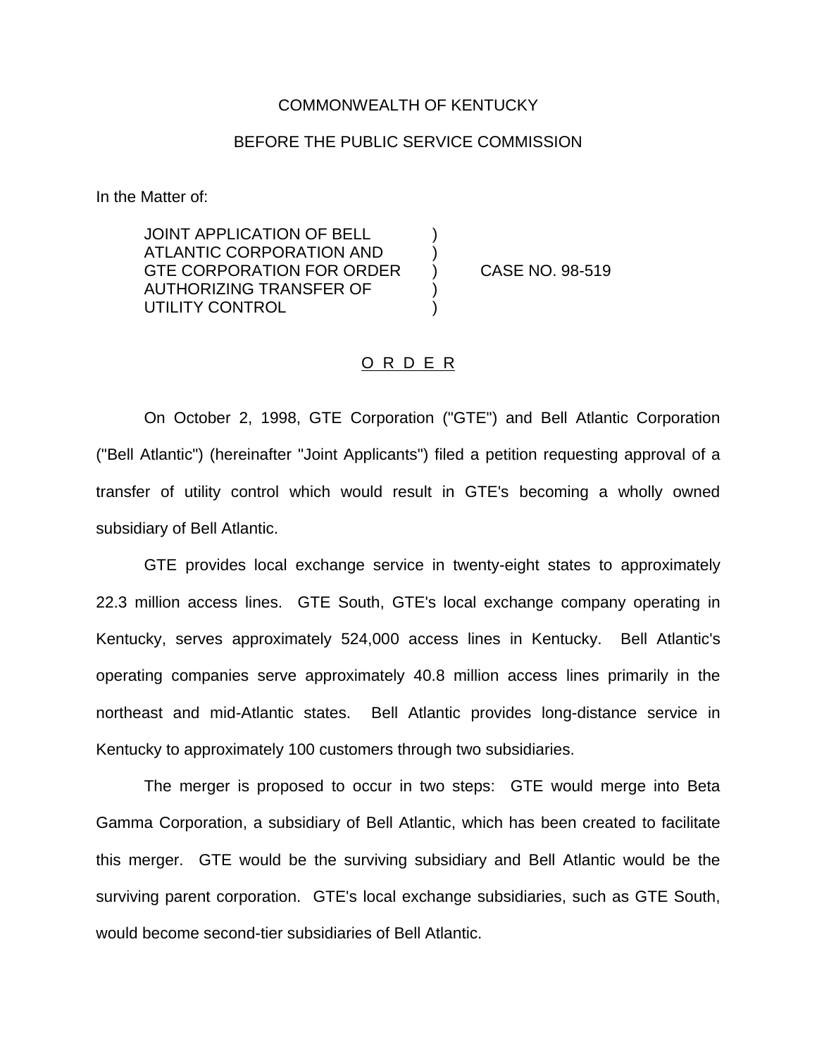COMMONWEALTH OF KENTUCKY

BEFORE THE PUBLIC SERVICE COMMISSION

In the Matter of:

JOINT APPLICATION OF BELL ATLANTIC CORPORATION AND GTE CORPORATION FOR ORDER AUTHORIZING TRANSFER OF UTILITY CONTROL ) CASE NO. 98-519

## O R D E R

On October 2, 1998, GTE Corporation ("GTE") and Bell Atlantic Corporation ("Bell Atlantic") (hereinafter "Joint Applicants") filed a petition requesting approval of a transfer of utility control which would result in GTE's becoming a wholly owned subsidiary of Bell Atlantic.

GTE provides local exchange service in twenty-eight states to approximately 22.3 million access lines. GTE South, GTE's local exchange company operating in Kentucky, serves approximately 524,000 access lines in Kentucky. Bell Atlantic's operating companies serve approximately 40.8 million access lines primarily in the northeast and mid-Atlantic states. Bell Atlantic provides long-distance service in Kentucky to approximately 100 customers through two subsidiaries.

The merger is proposed to occur in two steps: GTE would merge into Beta Gamma Corporation, a subsidiary of Bell Atlantic, which has been created to facilitate this merger. GTE would be the surviving subsidiary and Bell Atlantic would be the surviving parent corporation. GTE's local exchange subsidiaries, such as GTE South, would become second-tier subsidiaries of Bell Atlantic.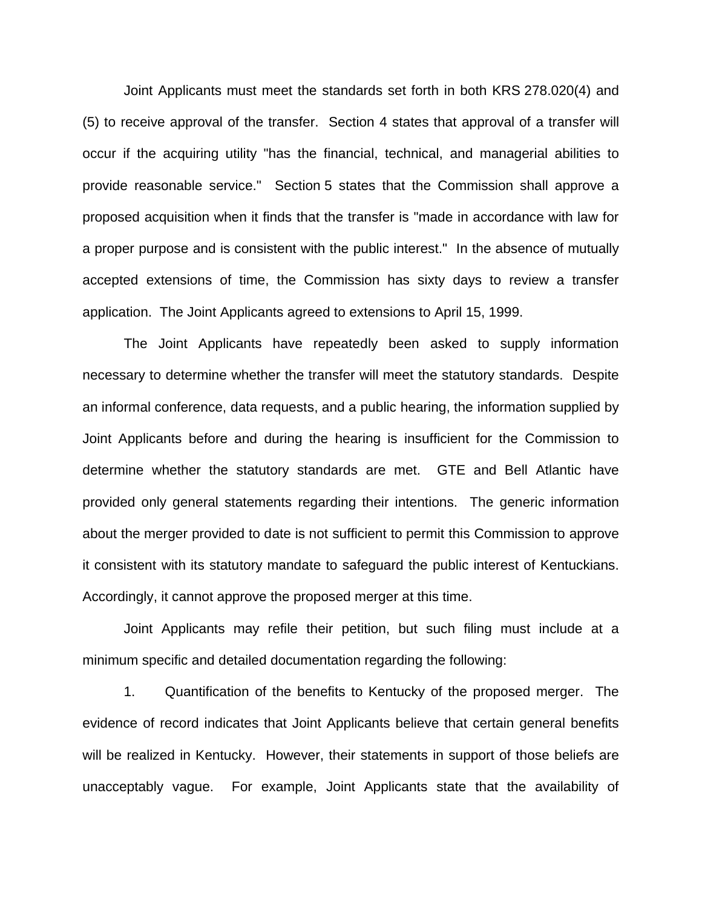Joint Applicants must meet the standards set forth in both KRS 278.020(4) and (5) to receive approval of the transfer. Section 4 states that approval of a transfer will occur if the acquiring utility "has the financial, technical, and managerial abilities to provide reasonable service." Section 5 states that the Commission shall approve a proposed acquisition when it finds that the transfer is "made in accordance with law for a proper purpose and is consistent with the public interest." In the absence of mutually accepted extensions of time, the Commission has sixty days to review a transfer application. The Joint Applicants agreed to extensions to April 15, 1999.

The Joint Applicants have repeatedly been asked to supply information necessary to determine whether the transfer will meet the statutory standards. Despite an informal conference, data requests, and a public hearing, the information supplied by Joint Applicants before and during the hearing is insufficient for the Commission to determine whether the statutory standards are met. GTE and Bell Atlantic have provided only general statements regarding their intentions. The generic information about the merger provided to date is not sufficient to permit this Commission to approve it consistent with its statutory mandate to safeguard the public interest of Kentuckians. Accordingly, it cannot approve the proposed merger at this time.

Joint Applicants may refile their petition, but such filing must include at a minimum specific and detailed documentation regarding the following:

1. Quantification of the benefits to Kentucky of the proposed merger. The evidence of record indicates that Joint Applicants believe that certain general benefits will be realized in Kentucky. However, their statements in support of those beliefs are unacceptably vague. For example, Joint Applicants state that the availability of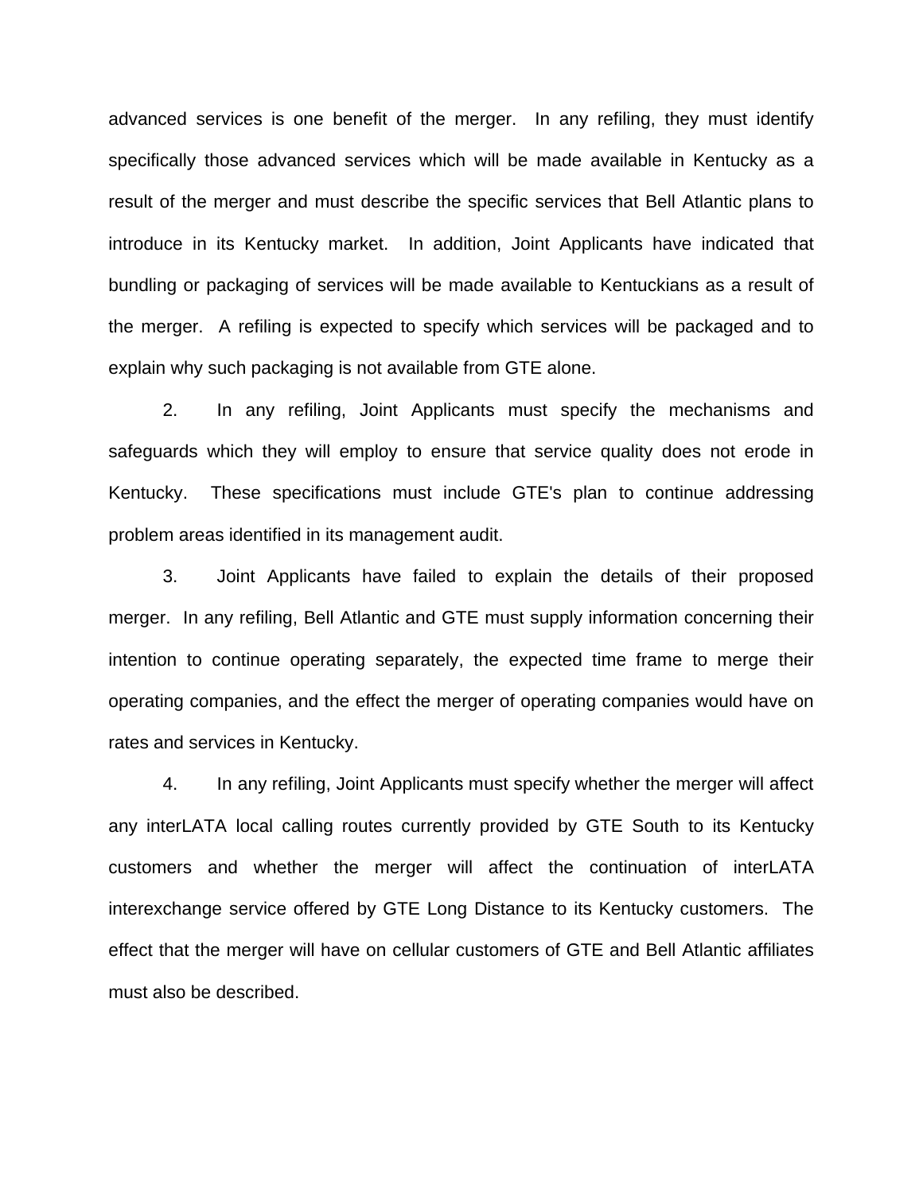advanced services is one benefit of the merger. In any refiling, they must identify specifically those advanced services which will be made available in Kentucky as a result of the merger and must describe the specific services that Bell Atlantic plans to introduce in its Kentucky market. In addition, Joint Applicants have indicated that bundling or packaging of services will be made available to Kentuckians as a result of the merger. A refiling is expected to specify which services will be packaged and to explain why such packaging is not available from GTE alone.

2. In any refiling, Joint Applicants must specify the mechanisms and safeguards which they will employ to ensure that service quality does not erode in Kentucky. These specifications must include GTE's plan to continue addressing problem areas identified in its management audit.

3. Joint Applicants have failed to explain the details of their proposed merger. In any refiling, Bell Atlantic and GTE must supply information concerning their intention to continue operating separately, the expected time frame to merge their operating companies, and the effect the merger of operating companies would have on rates and services in Kentucky.

4. In any refiling, Joint Applicants must specify whether the merger will affect any interLATA local calling routes currently provided by GTE South to its Kentucky customers and whether the merger will affect the continuation of interLATA interexchange service offered by GTE Long Distance to its Kentucky customers. The effect that the merger will have on cellular customers of GTE and Bell Atlantic affiliates must also be described.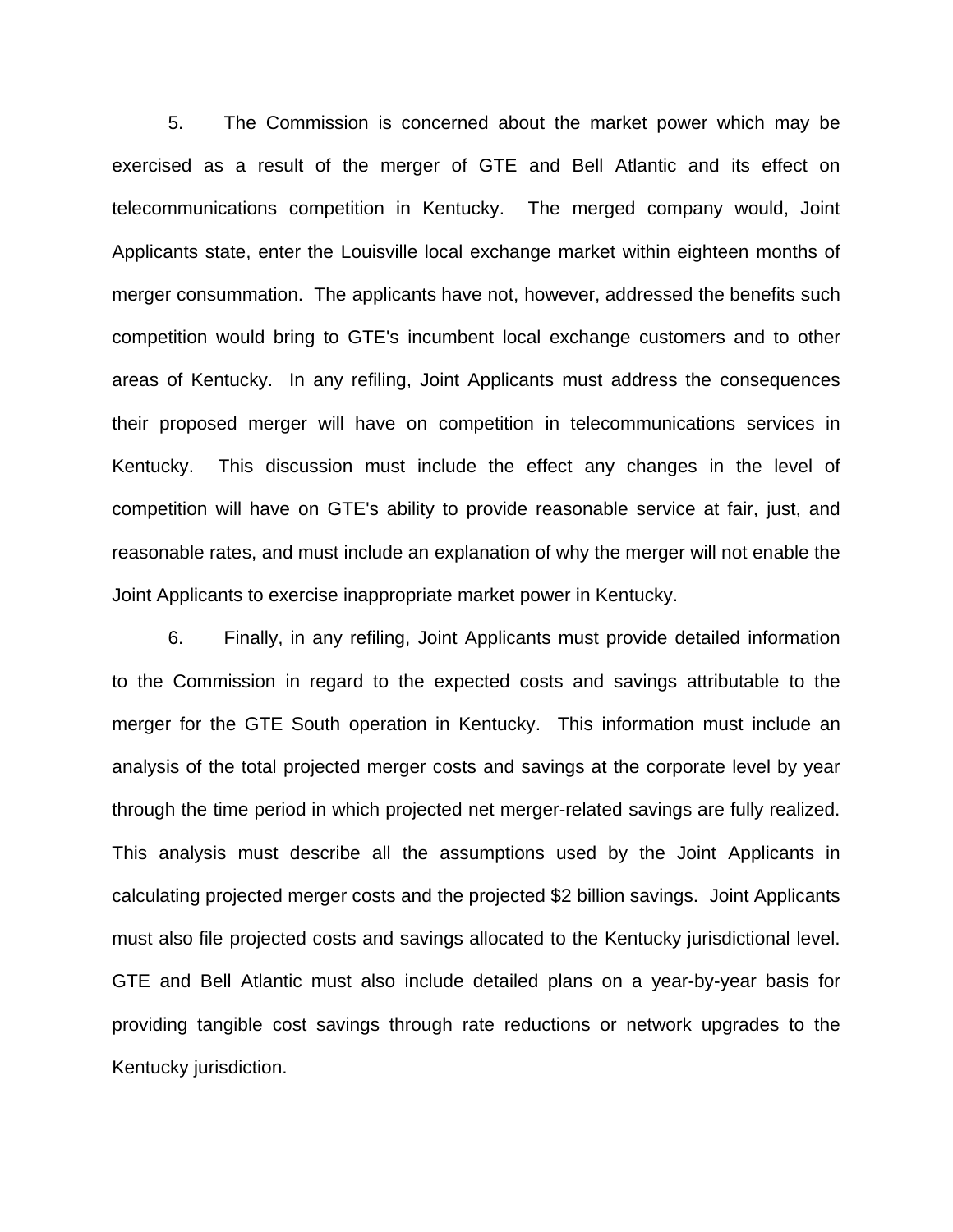5. The Commission is concerned about the market power which may be exercised as a result of the merger of GTE and Bell Atlantic and its effect on telecommunications competition in Kentucky. The merged company would, Joint Applicants state, enter the Louisville local exchange market within eighteen months of merger consummation. The applicants have not, however, addressed the benefits such competition would bring to GTE's incumbent local exchange customers and to other areas of Kentucky. In any refiling, Joint Applicants must address the consequences their proposed merger will have on competition in telecommunications services in Kentucky. This discussion must include the effect any changes in the level of competition will have on GTE's ability to provide reasonable service at fair, just, and reasonable rates, and must include an explanation of why the merger will not enable the Joint Applicants to exercise inappropriate market power in Kentucky.

6. Finally, in any refiling, Joint Applicants must provide detailed information to the Commission in regard to the expected costs and savings attributable to the merger for the GTE South operation in Kentucky. This information must include an analysis of the total projected merger costs and savings at the corporate level by year through the time period in which projected net merger-related savings are fully realized. This analysis must describe all the assumptions used by the Joint Applicants in calculating projected merger costs and the projected $2 billion savings. Joint Applicants must also file projected costs and savings allocated to the Kentucky jurisdictional level. GTE and Bell Atlantic must also include detailed plans on a year-by-year basis for providing tangible cost savings through rate reductions or network upgrades to the Kentucky jurisdiction.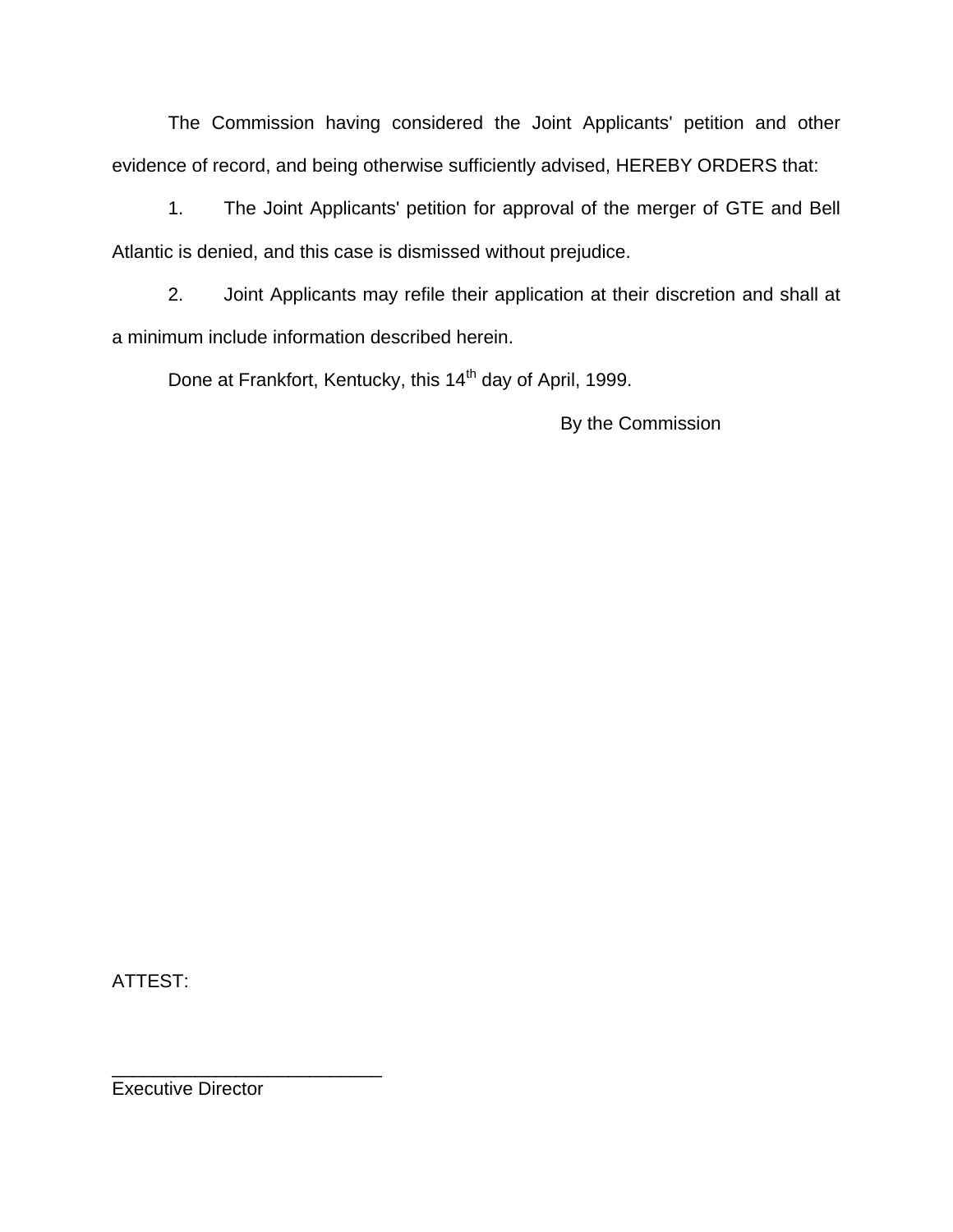The Commission having considered the Joint Applicants' petition and other evidence of record, and being otherwise sufficiently advised, HEREBY ORDERS that:

1. The Joint Applicants' petition for approval of the merger of GTE and Bell Atlantic is denied, and this case is dismissed without prejudice.

2. Joint Applicants may refile their application at their discretion and shall at a minimum include information described herein.

Done at Frankfort, Kentucky, this 14th day of April, 1999.

By the Commission

ATTEST:

___________________________

Executive Director